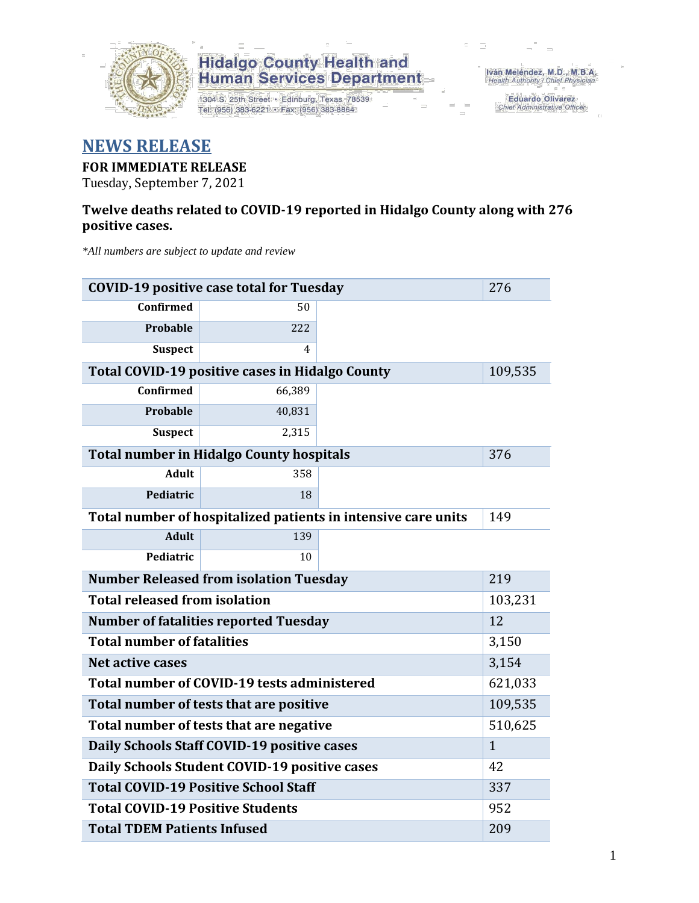Hidalgo County Health and Human Services Department

1304 S. 25th Street • Edinburg, Texas 78539
Tel: (956) 383-6221 • Fax: (956) 383-8864

Iván Meléndez, M.D., M.B.A.
Health Authority / Chief Physician

Eduardo Olivarez
Chief Administrative Officer

# NEWS RELEASE

**FOR IMMEDIATE RELEASE**
Tuesday, September 7, 2021

**Twelve deaths related to COVID-19 reported in Hidalgo County along with 276 positive cases.**

*\*All numbers are subject to update and review*

| | | |
|---|---|---|
| **COVID-19 positive case total for Tuesday** | | 276 |
| **Confirmed** | 50 | |
| **Probable** | 222 | |
| **Suspect** | 4 | |
| **Total COVID-19 positive cases in Hidalgo County** | | 109,535 |
| **Confirmed** | 66,389 | |
| **Probable** | 40,831 | |
| **Suspect** | 2,315 | |
| **Total number in Hidalgo County hospitals** | | 376 |
| **Adult** | 358 | |
| **Pediatric** | 18 | |
| **Total number of hospitalized patients in intensive care units** | | 149 |
| **Adult** | 139 | |
| **Pediatric** | 10 | |
| **Number Released from isolation Tuesday** | | 219 |
| **Total released from isolation** | | 103,231 |
| **Number of fatalities reported Tuesday** | | 12 |
| **Total number of fatalities** | | 3,150 |
| **Net active cases** | | 3,154 |
| **Total number of COVID-19 tests administered** | | 621,033 |
| **Total number of tests that are positive** | | 109,535 |
| **Total number of tests that are negative** | | 510,625 |
| **Daily Schools Staff COVID-19 positive cases** | | 1 |
| **Daily Schools Student COVID-19 positive cases** | | 42 |
| **Total COVID-19 Positive School Staff** | | 337 |
| **Total COVID-19 Positive Students** | | 952 |
| **Total TDEM Patients Infused** | | 209 |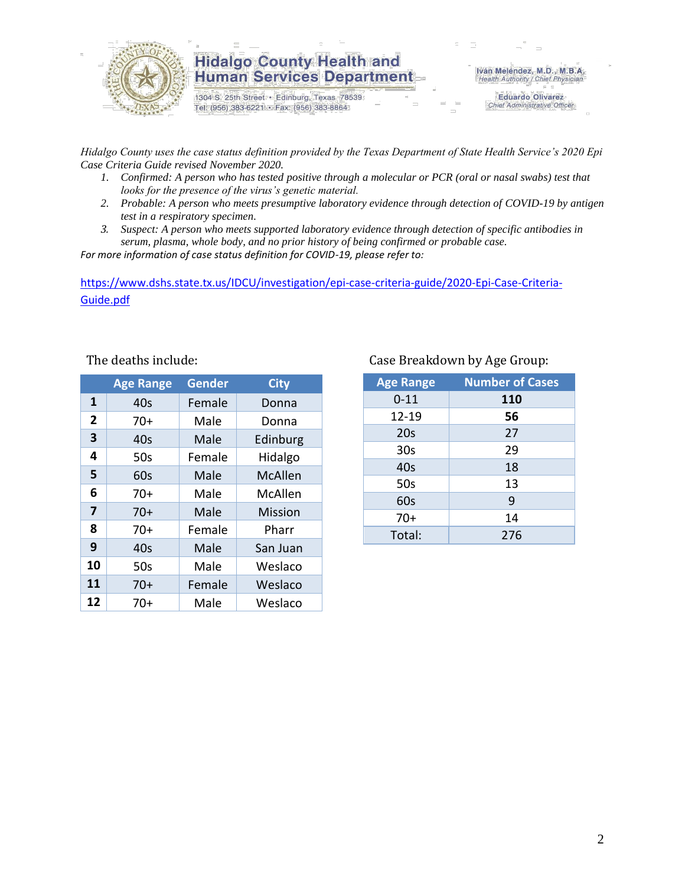# Hidalgo County Health and Human Services Department

1304 S. 25th Street • Edinburg, Texas 78539
Tel: (956) 383-6221 • Fax: (956) 383-8864

Iván Meléndez, M.D., M.B.A.
*Health Authority / Chief Physician*

Eduardo Olivarez
*Chief Administrative Officer*

*Hidalgo County uses the case status definition provided by the Texas Department of State Health Service's 2020 Epi Case Criteria Guide revised November 2020.*

1. *Confirmed: A person who has tested positive through a molecular or PCR (oral or nasal swabs) test that looks for the presence of the virus's genetic material.*
2. *Probable: A person who meets presumptive laboratory evidence through detection of COVID-19 by antigen test in a respiratory specimen.*
3. *Suspect: A person who meets supported laboratory evidence through detection of specific antibodies in serum, plasma, whole body, and no prior history of being confirmed or probable case.*

*For more information of case status definition for COVID-19, please refer to:*

https://www.dshs.state.tx.us/IDCU/investigation/epi-case-criteria-guide/2020-Epi-Case-Criteria-Guide.pdf

The deaths include:

| | Age Range | Gender | City |
|---|---|---|---|
| **1** | 40s | Female | Donna |
| **2** | 70+ | Male | Donna |
| **3** | 40s | Male | Edinburg |
| **4** | 50s | Female | Hidalgo |
| **5** | 60s | Male | McAllen |
| **6** | 70+ | Male | McAllen |
| **7** | 70+ | Male | Mission |
| **8** | 70+ | Female | Pharr |
| **9** | 40s | Male | San Juan |
| **10** | 50s | Male | Weslaco |
| **11** | 70+ | Female | Weslaco |
| **12** | 70+ | Male | Weslaco |

Case Breakdown by Age Group:

| Age Range | Number of Cases |
|---|---|
| 0-11 | **110** |
| 12-19 | **56** |
| 20s | 27 |
| 30s | 29 |
| 40s | 18 |
| 50s | 13 |
| 60s | 9 |
| 70+ | 14 |
| Total: | 276 |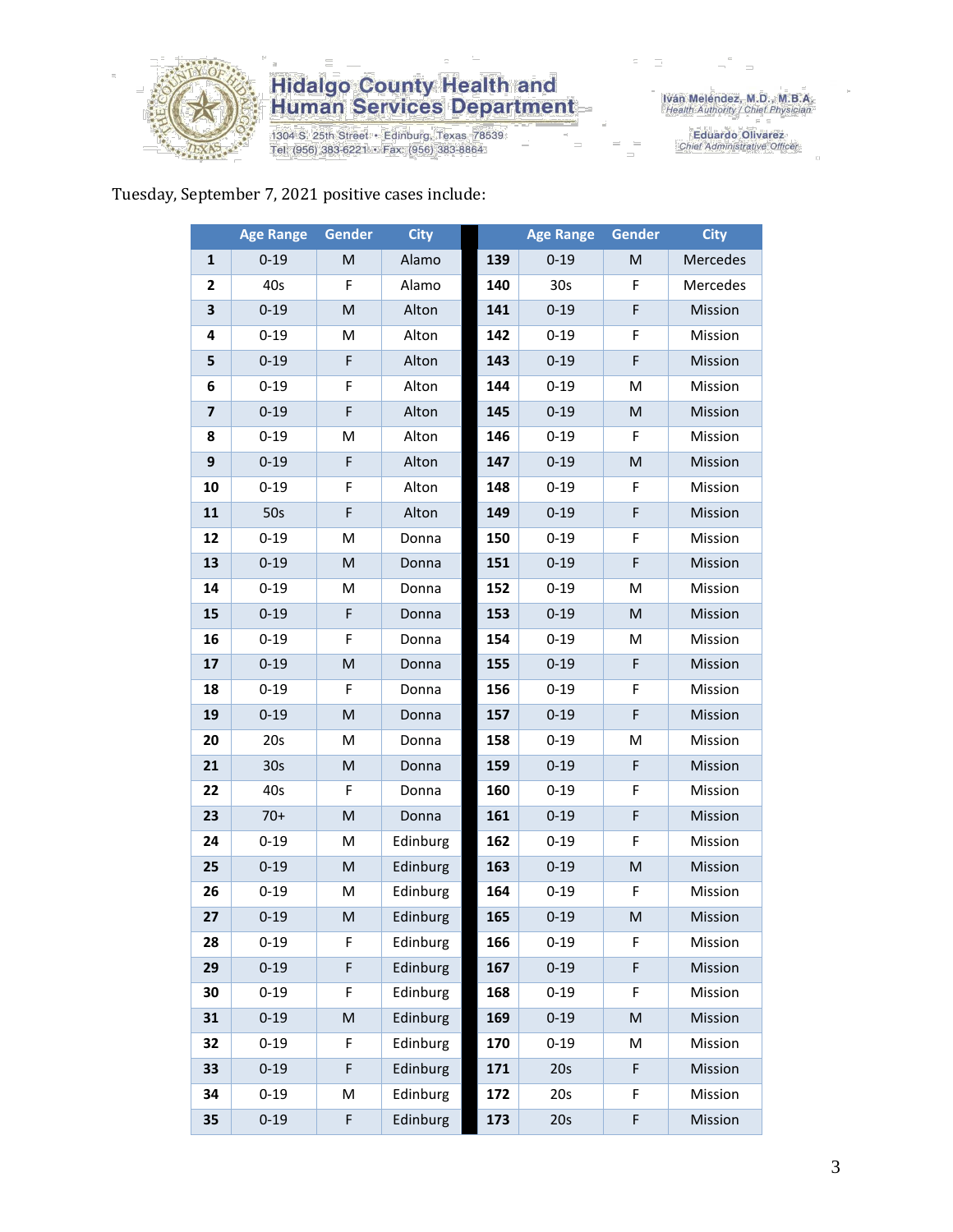Tuesday, September 7, 2021 positive cases include:

| | Age Range | Gender | City | | Age Range | Gender | City |
|---|---|---|---|---|---|---|---|
| **1** | 0-19 | M | Alamo | **139** | 0-19 | M | Mercedes |
| **2** | 40s | F | Alamo | **140** | 30s | F | Mercedes |
| **3** | 0-19 | M | Alton | **141** | 0-19 | F | Mission |
| **4** | 0-19 | M | Alton | **142** | 0-19 | F | Mission |
| **5** | 0-19 | F | Alton | **143** | 0-19 | F | Mission |
| **6** | 0-19 | F | Alton | **144** | 0-19 | M | Mission |
| **7** | 0-19 | F | Alton | **145** | 0-19 | M | Mission |
| **8** | 0-19 | M | Alton | **146** | 0-19 | F | Mission |
| **9** | 0-19 | F | Alton | **147** | 0-19 | M | Mission |
| **10** | 0-19 | F | Alton | **148** | 0-19 | F | Mission |
| **11** | 50s | F | Alton | **149** | 0-19 | F | Mission |
| **12** | 0-19 | M | Donna | **150** | 0-19 | F | Mission |
| **13** | 0-19 | M | Donna | **151** | 0-19 | F | Mission |
| **14** | 0-19 | M | Donna | **152** | 0-19 | M | Mission |
| **15** | 0-19 | F | Donna | **153** | 0-19 | M | Mission |
| **16** | 0-19 | F | Donna | **154** | 0-19 | M | Mission |
| **17** | 0-19 | M | Donna | **155** | 0-19 | F | Mission |
| **18** | 0-19 | F | Donna | **156** | 0-19 | F | Mission |
| **19** | 0-19 | M | Donna | **157** | 0-19 | F | Mission |
| **20** | 20s | M | Donna | **158** | 0-19 | M | Mission |
| **21** | 30s | M | Donna | **159** | 0-19 | F | Mission |
| **22** | 40s | F | Donna | **160** | 0-19 | F | Mission |
| **23** | 70+ | M | Donna | **161** | 0-19 | F | Mission |
| **24** | 0-19 | M | Edinburg | **162** | 0-19 | F | Mission |
| **25** | 0-19 | M | Edinburg | **163** | 0-19 | M | Mission |
| **26** | 0-19 | M | Edinburg | **164** | 0-19 | F | Mission |
| **27** | 0-19 | M | Edinburg | **165** | 0-19 | M | Mission |
| **28** | 0-19 | F | Edinburg | **166** | 0-19 | F | Mission |
| **29** | 0-19 | F | Edinburg | **167** | 0-19 | F | Mission |
| **30** | 0-19 | F | Edinburg | **168** | 0-19 | F | Mission |
| **31** | 0-19 | M | Edinburg | **169** | 0-19 | M | Mission |
| **32** | 0-19 | F | Edinburg | **170** | 0-19 | M | Mission |
| **33** | 0-19 | F | Edinburg | **171** | 20s | F | Mission |
| **34** | 0-19 | M | Edinburg | **172** | 20s | F | Mission |
| **35** | 0-19 | F | Edinburg | **173** | 20s | F | Mission |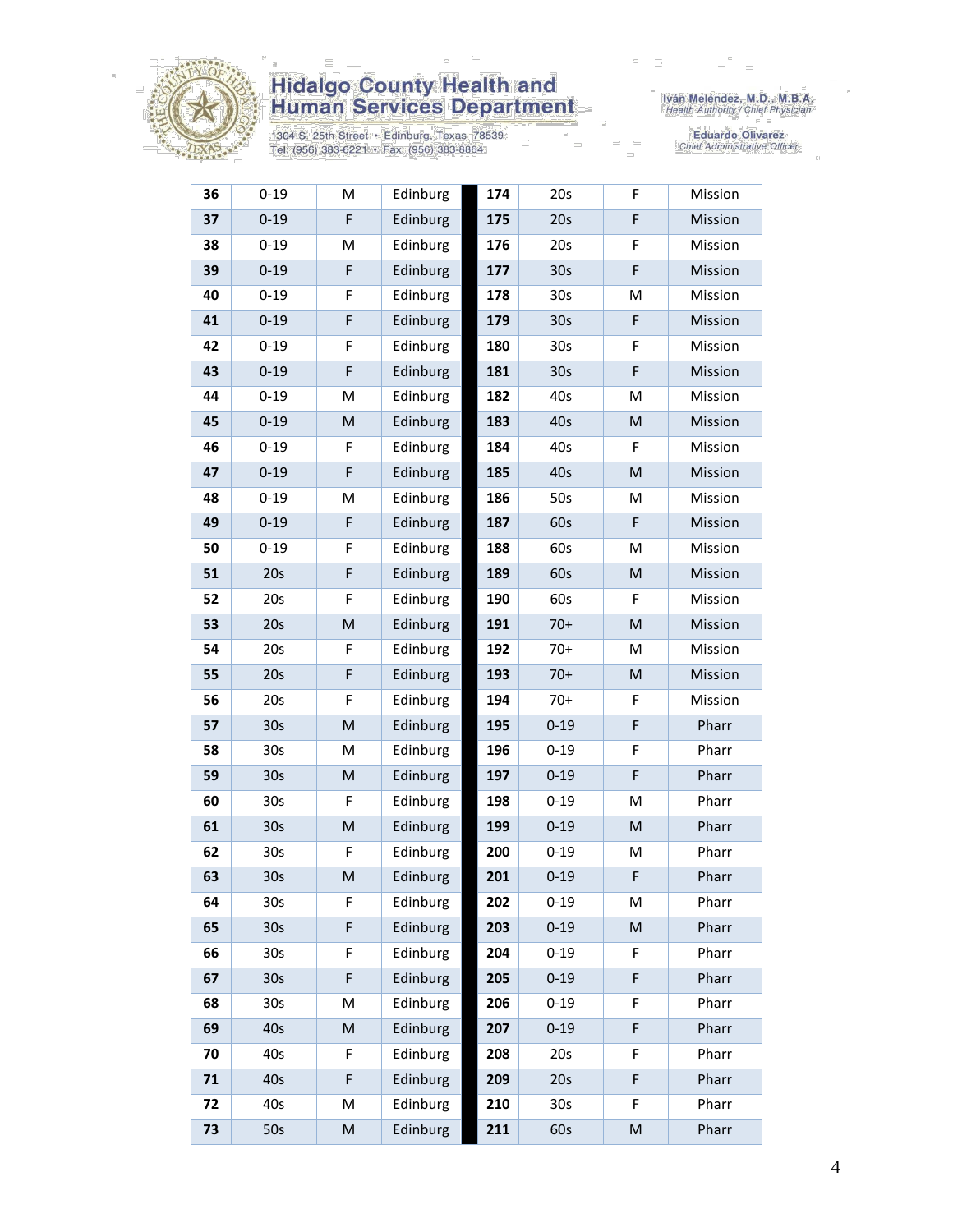# Hidalgo County Health and Human Services Department

1304 S. 25th Street • Edinburg, Texas 78539
Tel: (956) 383-6221 • Fax: (956) 383-8864

Iván Meléndez, M.D., M.B.A.
*Health Authority / Chief Physician*

Eduardo Olivarez
*Chief Administrative Officer*

| | | | | | | | |
|---|---|---|---|---|---|---|---|
| **36** | 0-19 | M | Edinburg | **174** | 20s | F | Mission |
| **37** | 0-19 | F | Edinburg | **175** | 20s | F | Mission |
| **38** | 0-19 | M | Edinburg | **176** | 20s | F | Mission |
| **39** | 0-19 | F | Edinburg | **177** | 30s | F | Mission |
| **40** | 0-19 | F | Edinburg | **178** | 30s | M | Mission |
| **41** | 0-19 | F | Edinburg | **179** | 30s | F | Mission |
| **42** | 0-19 | F | Edinburg | **180** | 30s | F | Mission |
| **43** | 0-19 | F | Edinburg | **181** | 30s | F | Mission |
| **44** | 0-19 | M | Edinburg | **182** | 40s | M | Mission |
| **45** | 0-19 | M | Edinburg | **183** | 40s | M | Mission |
| **46** | 0-19 | F | Edinburg | **184** | 40s | F | Mission |
| **47** | 0-19 | F | Edinburg | **185** | 40s | M | Mission |
| **48** | 0-19 | M | Edinburg | **186** | 50s | M | Mission |
| **49** | 0-19 | F | Edinburg | **187** | 60s | F | Mission |
| **50** | 0-19 | F | Edinburg | **188** | 60s | M | Mission |
| **51** | 20s | F | Edinburg | **189** | 60s | M | Mission |
| **52** | 20s | F | Edinburg | **190** | 60s | F | Mission |
| **53** | 20s | M | Edinburg | **191** | 70+ | M | Mission |
| **54** | 20s | F | Edinburg | **192** | 70+ | M | Mission |
| **55** | 20s | F | Edinburg | **193** | 70+ | M | Mission |
| **56** | 20s | F | Edinburg | **194** | 70+ | F | Mission |
| **57** | 30s | M | Edinburg | **195** | 0-19 | F | Pharr |
| **58** | 30s | M | Edinburg | **196** | 0-19 | F | Pharr |
| **59** | 30s | M | Edinburg | **197** | 0-19 | F | Pharr |
| **60** | 30s | F | Edinburg | **198** | 0-19 | M | Pharr |
| **61** | 30s | M | Edinburg | **199** | 0-19 | M | Pharr |
| **62** | 30s | F | Edinburg | **200** | 0-19 | M | Pharr |
| **63** | 30s | M | Edinburg | **201** | 0-19 | F | Pharr |
| **64** | 30s | F | Edinburg | **202** | 0-19 | M | Pharr |
| **65** | 30s | F | Edinburg | **203** | 0-19 | M | Pharr |
| **66** | 30s | F | Edinburg | **204** | 0-19 | F | Pharr |
| **67** | 30s | F | Edinburg | **205** | 0-19 | F | Pharr |
| **68** | 30s | M | Edinburg | **206** | 0-19 | F | Pharr |
| **69** | 40s | M | Edinburg | **207** | 0-19 | F | Pharr |
| **70** | 40s | F | Edinburg | **208** | 20s | F | Pharr |
| **71** | 40s | F | Edinburg | **209** | 20s | F | Pharr |
| **72** | 40s | M | Edinburg | **210** | 30s | F | Pharr |
| **73** | 50s | M | Edinburg | **211** | 60s | M | Pharr |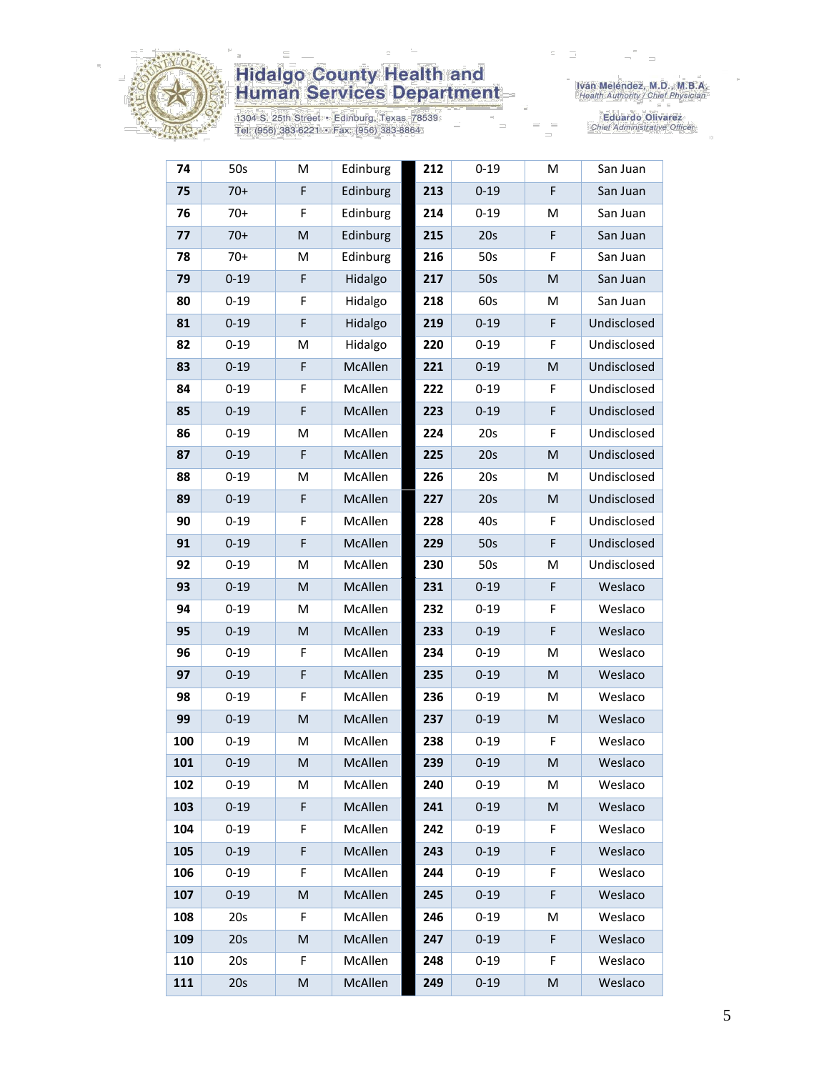# Hidalgo County Health and Human Services Department

1304 S. 25th Street • Edinburg, Texas 78539
Tel: (956) 383-6221 • Fax: (956) 383-8864

Iván Meléndez, M.D., M.B.A.
*Health Authority / Chief Physician*

Eduardo Olivarez
*Chief Administrative Officer*

| | | | | | | | |
|---|---|---|---|---|---|---|---|
| **74** | 50s | M | Edinburg | **212** | 0-19 | M | San Juan |
| **75** | 70+ | F | Edinburg | **213** | 0-19 | F | San Juan |
| **76** | 70+ | F | Edinburg | **214** | 0-19 | M | San Juan |
| **77** | 70+ | M | Edinburg | **215** | 20s | F | San Juan |
| **78** | 70+ | M | Edinburg | **216** | 50s | F | San Juan |
| **79** | 0-19 | F | Hidalgo | **217** | 50s | M | San Juan |
| **80** | 0-19 | F | Hidalgo | **218** | 60s | M | San Juan |
| **81** | 0-19 | F | Hidalgo | **219** | 0-19 | F | Undisclosed |
| **82** | 0-19 | M | Hidalgo | **220** | 0-19 | F | Undisclosed |
| **83** | 0-19 | F | McAllen | **221** | 0-19 | M | Undisclosed |
| **84** | 0-19 | F | McAllen | **222** | 0-19 | F | Undisclosed |
| **85** | 0-19 | F | McAllen | **223** | 0-19 | F | Undisclosed |
| **86** | 0-19 | M | McAllen | **224** | 20s | F | Undisclosed |
| **87** | 0-19 | F | McAllen | **225** | 20s | M | Undisclosed |
| **88** | 0-19 | M | McAllen | **226** | 20s | M | Undisclosed |
| **89** | 0-19 | F | McAllen | **227** | 20s | M | Undisclosed |
| **90** | 0-19 | F | McAllen | **228** | 40s | F | Undisclosed |
| **91** | 0-19 | F | McAllen | **229** | 50s | F | Undisclosed |
| **92** | 0-19 | M | McAllen | **230** | 50s | M | Undisclosed |
| **93** | 0-19 | M | McAllen | **231** | 0-19 | F | Weslaco |
| **94** | 0-19 | M | McAllen | **232** | 0-19 | F | Weslaco |
| **95** | 0-19 | M | McAllen | **233** | 0-19 | F | Weslaco |
| **96** | 0-19 | F | McAllen | **234** | 0-19 | M | Weslaco |
| **97** | 0-19 | F | McAllen | **235** | 0-19 | M | Weslaco |
| **98** | 0-19 | F | McAllen | **236** | 0-19 | M | Weslaco |
| **99** | 0-19 | M | McAllen | **237** | 0-19 | M | Weslaco |
| **100** | 0-19 | M | McAllen | **238** | 0-19 | F | Weslaco |
| **101** | 0-19 | M | McAllen | **239** | 0-19 | M | Weslaco |
| **102** | 0-19 | M | McAllen | **240** | 0-19 | M | Weslaco |
| **103** | 0-19 | F | McAllen | **241** | 0-19 | M | Weslaco |
| **104** | 0-19 | F | McAllen | **242** | 0-19 | F | Weslaco |
| **105** | 0-19 | F | McAllen | **243** | 0-19 | F | Weslaco |
| **106** | 0-19 | F | McAllen | **244** | 0-19 | F | Weslaco |
| **107** | 0-19 | M | McAllen | **245** | 0-19 | F | Weslaco |
| **108** | 20s | F | McAllen | **246** | 0-19 | M | Weslaco |
| **109** | 20s | M | McAllen | **247** | 0-19 | F | Weslaco |
| **110** | 20s | F | McAllen | **248** | 0-19 | F | Weslaco |
| **111** | 20s | M | McAllen | **249** | 0-19 | M | Weslaco |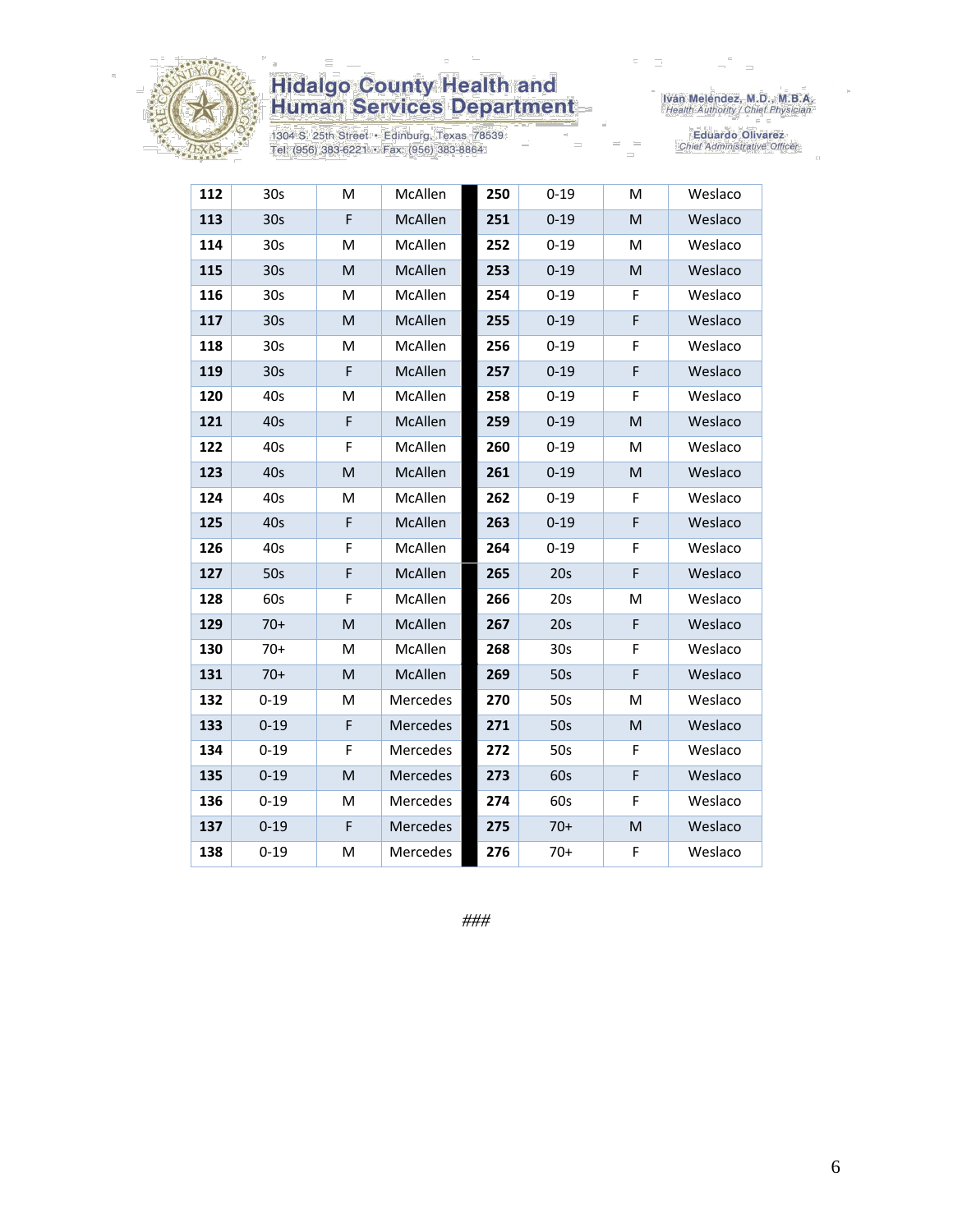| | | | | | | | |
|---|---|---|---|---|---|---|---|
| **112** | 30s | M | McAllen | **250** | 0-19 | M | Weslaco |
| **113** | 30s | F | McAllen | **251** | 0-19 | M | Weslaco |
| **114** | 30s | M | McAllen | **252** | 0-19 | M | Weslaco |
| **115** | 30s | M | McAllen | **253** | 0-19 | M | Weslaco |
| **116** | 30s | M | McAllen | **254** | 0-19 | F | Weslaco |
| **117** | 30s | M | McAllen | **255** | 0-19 | F | Weslaco |
| **118** | 30s | M | McAllen | **256** | 0-19 | F | Weslaco |
| **119** | 30s | F | McAllen | **257** | 0-19 | F | Weslaco |
| **120** | 40s | M | McAllen | **258** | 0-19 | F | Weslaco |
| **121** | 40s | F | McAllen | **259** | 0-19 | M | Weslaco |
| **122** | 40s | F | McAllen | **260** | 0-19 | M | Weslaco |
| **123** | 40s | M | McAllen | **261** | 0-19 | M | Weslaco |
| **124** | 40s | M | McAllen | **262** | 0-19 | F | Weslaco |
| **125** | 40s | F | McAllen | **263** | 0-19 | F | Weslaco |
| **126** | 40s | F | McAllen | **264** | 0-19 | F | Weslaco |
| **127** | 50s | F | McAllen | **265** | 20s | F | Weslaco |
| **128** | 60s | F | McAllen | **266** | 20s | M | Weslaco |
| **129** | 70+ | M | McAllen | **267** | 20s | F | Weslaco |
| **130** | 70+ | M | McAllen | **268** | 30s | F | Weslaco |
| **131** | 70+ | M | McAllen | **269** | 50s | F | Weslaco |
| **132** | 0-19 | M | Mercedes | **270** | 50s | M | Weslaco |
| **133** | 0-19 | F | Mercedes | **271** | 50s | M | Weslaco |
| **134** | 0-19 | F | Mercedes | **272** | 50s | F | Weslaco |
| **135** | 0-19 | M | Mercedes | **273** | 60s | F | Weslaco |
| **136** | 0-19 | M | Mercedes | **274** | 60s | F | Weslaco |
| **137** | 0-19 | F | Mercedes | **275** | 70+ | M | Weslaco |
| **138** | 0-19 | M | Mercedes | **276** | 70+ | F | Weslaco |

###